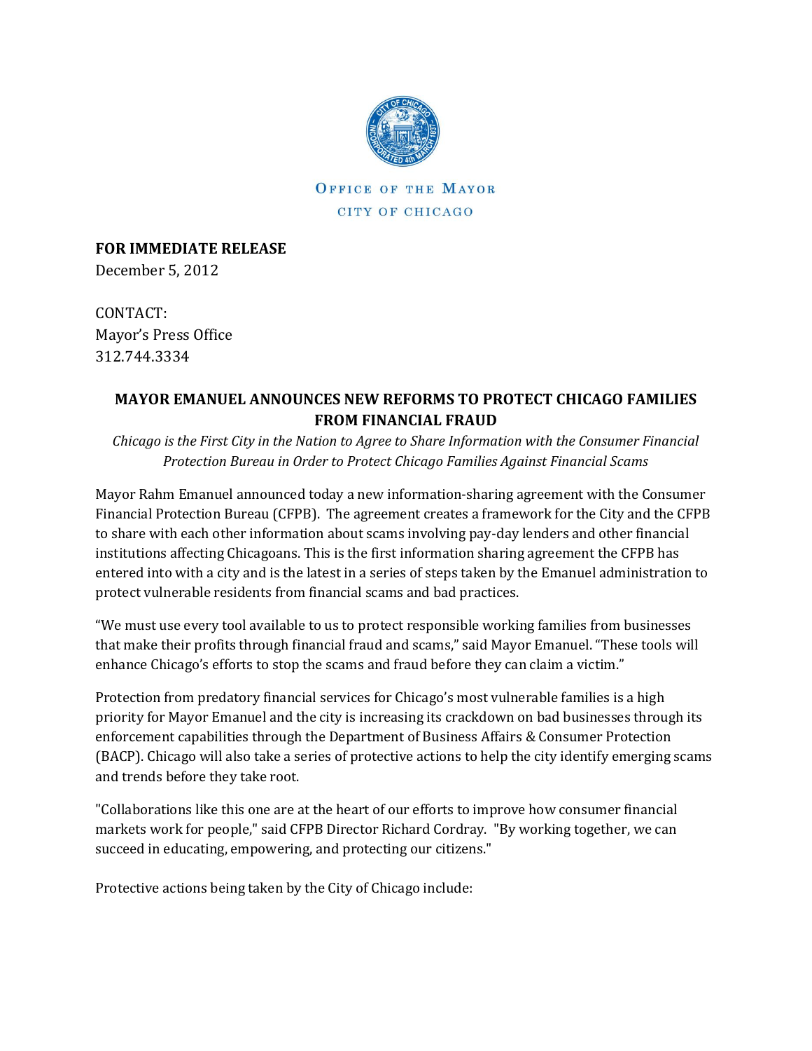Office of the Mayor

City of Chicago

**FOR IMMEDIATE RELEASE**
December 5, 2012

CONTACT:
Mayor's Press Office
312.744.3334

# MAYOR EMANUEL ANNOUNCES NEW REFORMS TO PROTECT CHICAGO FAMILIES FROM FINANCIAL FRAUD

*Chicago is the First City in the Nation to Agree to Share Information with the Consumer Financial Protection Bureau in Order to Protect Chicago Families Against Financial Scams*

Mayor Rahm Emanuel announced today a new information-sharing agreement with the Consumer Financial Protection Bureau (CFPB). The agreement creates a framework for the City and the CFPB to share with each other information about scams involving pay-day lenders and other financial institutions affecting Chicagoans. This is the first information sharing agreement the CFPB has entered into with a city and is the latest in a series of steps taken by the Emanuel administration to protect vulnerable residents from financial scams and bad practices.

"We must use every tool available to us to protect responsible working families from businesses that make their profits through financial fraud and scams," said Mayor Emanuel. "These tools will enhance Chicago's efforts to stop the scams and fraud before they can claim a victim."

Protection from predatory financial services for Chicago's most vulnerable families is a high priority for Mayor Emanuel and the city is increasing its crackdown on bad businesses through its enforcement capabilities through the Department of Business Affairs & Consumer Protection (BACP). Chicago will also take a series of protective actions to help the city identify emerging scams and trends before they take root.

"Collaborations like this one are at the heart of our efforts to improve how consumer financial markets work for people," said CFPB Director Richard Cordray. "By working together, we can succeed in educating, empowering, and protecting our citizens."

Protective actions being taken by the City of Chicago include: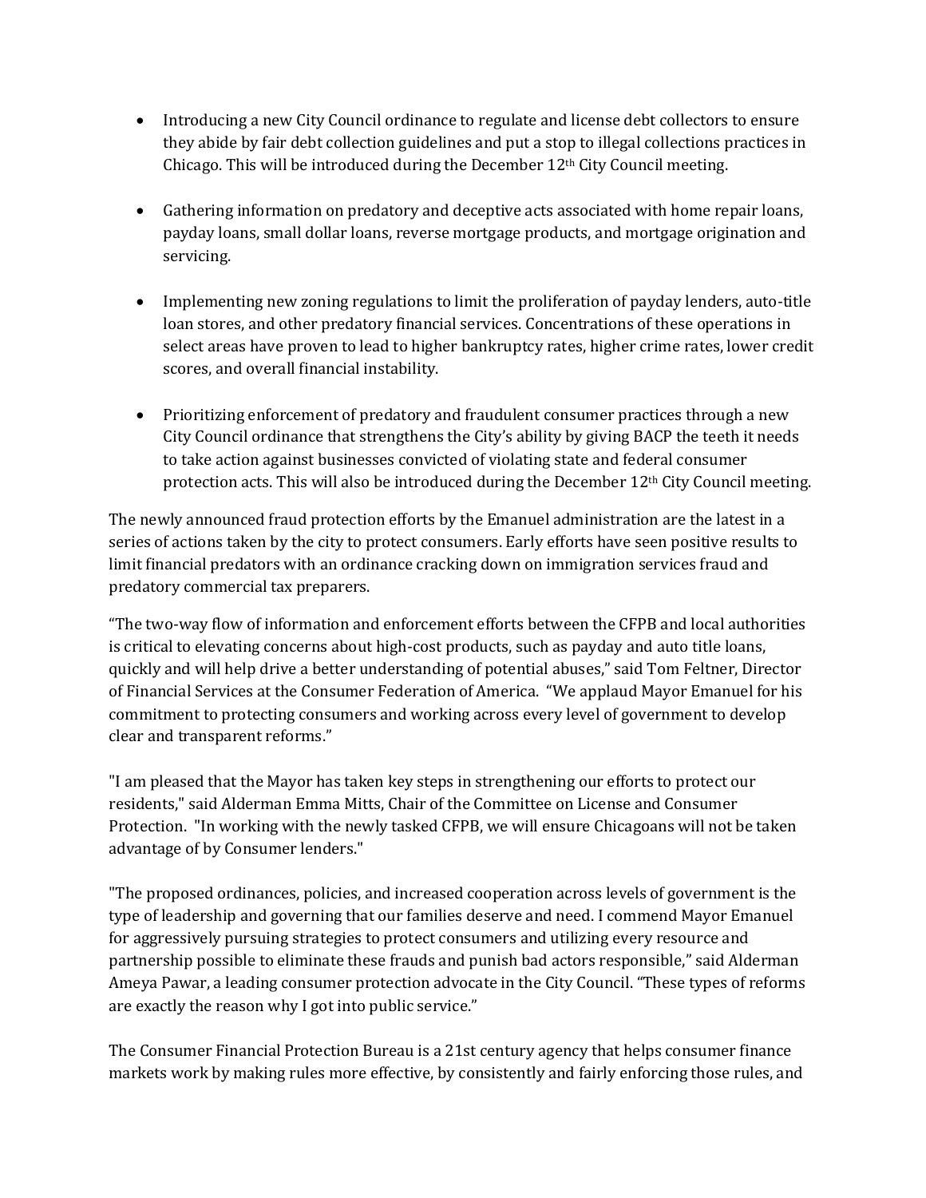- Introducing a new City Council ordinance to regulate and license debt collectors to ensure they abide by fair debt collection guidelines and put a stop to illegal collections practices in Chicago. This will be introduced during the December 12th City Council meeting.

- Gathering information on predatory and deceptive acts associated with home repair loans, payday loans, small dollar loans, reverse mortgage products, and mortgage origination and servicing.

- Implementing new zoning regulations to limit the proliferation of payday lenders, auto-title loan stores, and other predatory financial services. Concentrations of these operations in select areas have proven to lead to higher bankruptcy rates, higher crime rates, lower credit scores, and overall financial instability.

- Prioritizing enforcement of predatory and fraudulent consumer practices through a new City Council ordinance that strengthens the City's ability by giving BACP the teeth it needs to take action against businesses convicted of violating state and federal consumer protection acts. This will also be introduced during the December 12th City Council meeting.

The newly announced fraud protection efforts by the Emanuel administration are the latest in a series of actions taken by the city to protect consumers. Early efforts have seen positive results to limit financial predators with an ordinance cracking down on immigration services fraud and predatory commercial tax preparers.

"The two-way flow of information and enforcement efforts between the CFPB and local authorities is critical to elevating concerns about high-cost products, such as payday and auto title loans, quickly and will help drive a better understanding of potential abuses," said Tom Feltner, Director of Financial Services at the Consumer Federation of America. "We applaud Mayor Emanuel for his commitment to protecting consumers and working across every level of government to develop clear and transparent reforms."

"I am pleased that the Mayor has taken key steps in strengthening our efforts to protect our residents," said Alderman Emma Mitts, Chair of the Committee on License and Consumer Protection. "In working with the newly tasked CFPB, we will ensure Chicagoans will not be taken advantage of by Consumer lenders."

"The proposed ordinances, policies, and increased cooperation across levels of government is the type of leadership and governing that our families deserve and need. I commend Mayor Emanuel for aggressively pursuing strategies to protect consumers and utilizing every resource and partnership possible to eliminate these frauds and punish bad actors responsible," said Alderman Ameya Pawar, a leading consumer protection advocate in the City Council. "These types of reforms are exactly the reason why I got into public service."

The Consumer Financial Protection Bureau is a 21st century agency that helps consumer finance markets work by making rules more effective, by consistently and fairly enforcing those rules, and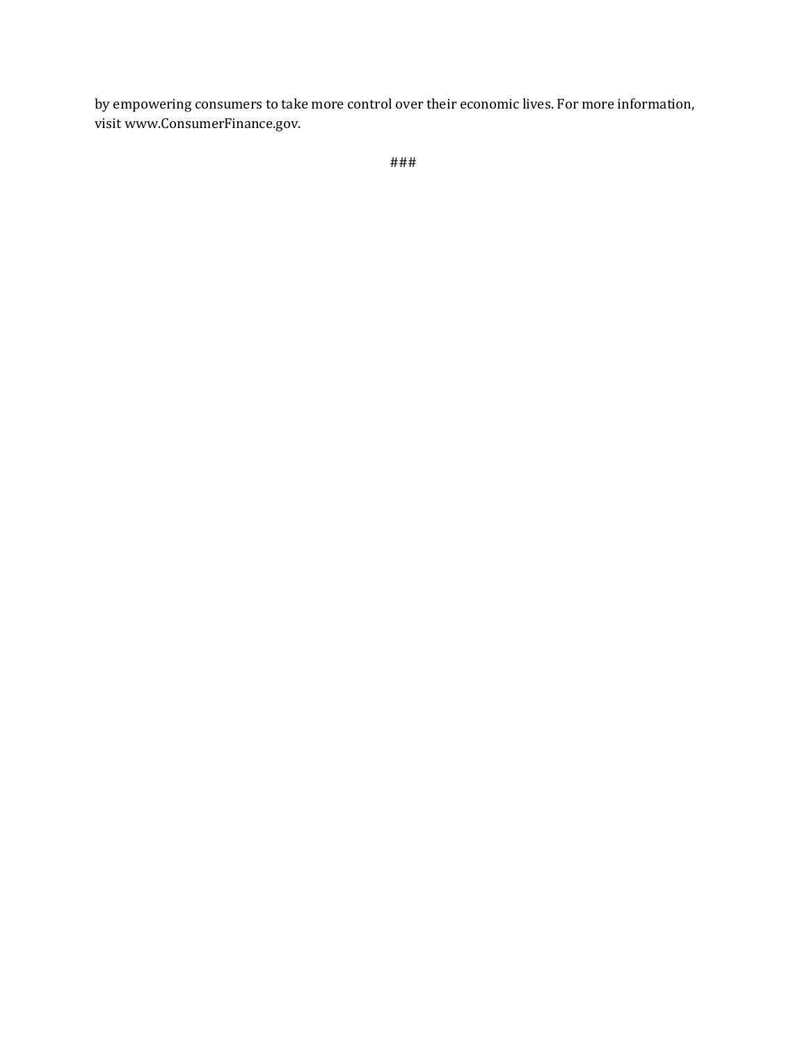by empowering consumers to take more control over their economic lives. For more information, visit www.ConsumerFinance.gov.

###